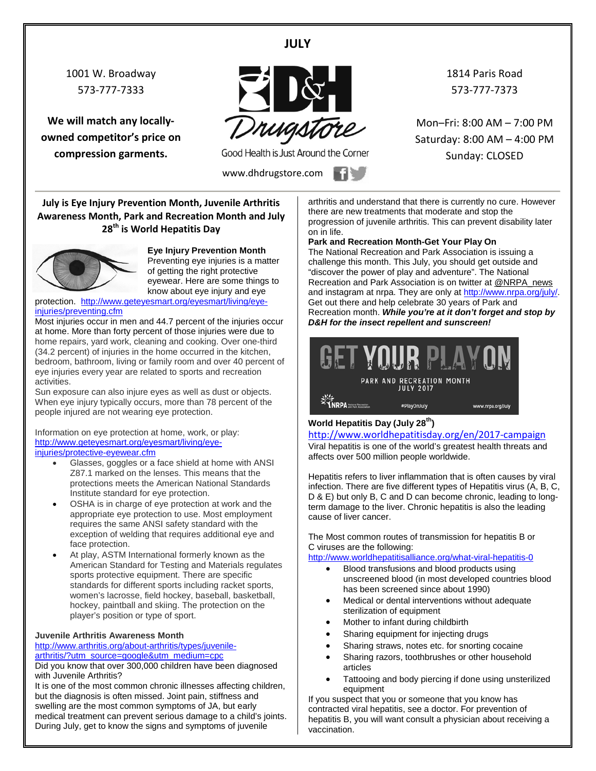# JULY

1001 W. Broadway
573-777-7333

**We will match any locally-owned competitor's price on compression garments.**

D&H Drugstore
Good Health is Just Around the Corner
www.dhdrugstore.com

1814 Paris Road
573-777-7373

Mon–Fri: 8:00 AM – 7:00 PM
Saturday: 8:00 AM – 4:00 PM
Sunday: CLOSED

## July is Eye Injury Prevention Month, Juvenile Arthritis Awareness Month, Park and Recreation Month and July 28th is World Hepatitis Day

**Eye Injury Prevention Month**

Preventing eye injuries is a matter of getting the right protective eyewear. Here are some things to know about eye injury and eye protection. http://www.geteyesmart.org/eyesmart/living/eye-injuries/preventing.cfm

Most injuries occur in men and 44.7 percent of the injuries occur at home. More than forty percent of those injuries were due to home repairs, yard work, cleaning and cooking. Over one-third (34.2 percent) of injuries in the home occurred in the kitchen, bedroom, bathroom, living or family room and over 40 percent of eye injuries every year are related to sports and recreation activities.

Sun exposure can also injure eyes as well as dust or objects. When eye injury typically occurs, more than 78 percent of the people injured are not wearing eye protection.

Information on eye protection at home, work, or play:
http://www.geteyesmart.org/eyesmart/living/eye-injuries/protective-eyewear.cfm

- Glasses, goggles or a face shield at home with ANSI Z87.1 marked on the lenses. This means that the protections meets the American National Standards Institute standard for eye protection.
- OSHA is in charge of eye protection at work and the appropriate eye protection to use. Most employment requires the same ANSI safety standard with the exception of welding that requires additional eye and face protection.
- At play, ASTM International formerly known as the American Standard for Testing and Materials regulates sports protective equipment. There are specific standards for different sports including racket sports, women's lacrosse, field hockey, baseball, basketball, hockey, paintball and skiing. The protection on the player's position or type of sport.

**Juvenile Arthritis Awareness Month**

http://www.arthritis.org/about-arthritis/types/juvenile-arthritis/?utm_source=google&utm_medium=cpc

Did you know that over 300,000 children have been diagnosed with Juvenile Arthritis?

It is one of the most common chronic illnesses affecting children, but the diagnosis is often missed. Joint pain, stiffness and swelling are the most common symptoms of JA, but early medical treatment can prevent serious damage to a child's joints. During July, get to know the signs and symptoms of juvenile arthritis and understand that there is currently no cure. However there are new treatments that moderate and stop the progression of juvenile arthritis. This can prevent disability later on in life.

**Park and Recreation Month-Get Your Play On**

The National Recreation and Park Association is issuing a challenge this month. This July, you should get outside and "discover the power of play and adventure". The National Recreation and Park Association is on twitter at @NRPA_news and instagram at nrpa. They are only at http://www.nrpa.org/july/. Get out there and help celebrate 30 years of Park and Recreation month. ***While you're at it don't forget and stop by D&H for the insect repellent and sunscreen!***

GET YOUR PLAY ON
PARK AND RECREATION MONTH
JULY 2017
NRPA #PlayOnJuly www.nrpa.org/July

**World Hepatitis Day (July 28th)**

http://www.worldhepatitisday.org/en/2017-campaign

Viral hepatitis is one of the world's greatest health threats and affects over 500 million people worldwide.

Hepatitis refers to liver inflammation that is often causes by viral infection. There are five different types of Hepatitis virus (A, B, C, D & E) but only B, C and D can become chronic, leading to long-term damage to the liver. Chronic hepatitis is also the leading cause of liver cancer.

The Most common routes of transmission for hepatitis B or C viruses are the following:
http://www.worldhepatitisalliance.org/what-viral-hepatitis-0

- Blood transfusions and blood products using unscreened blood (in most developed countries blood has been screened since about 1990)
- Medical or dental interventions without adequate sterilization of equipment
- Mother to infant during childbirth
- Sharing equipment for injecting drugs
- Sharing straws, notes etc. for snorting cocaine
- Sharing razors, toothbrushes or other household articles
- Tattooing and body piercing if done using unsterilized equipment

If you suspect that you or someone that you know has contracted viral hepatitis, see a doctor. For prevention of hepatitis B, you will want consult a physician about receiving a vaccination.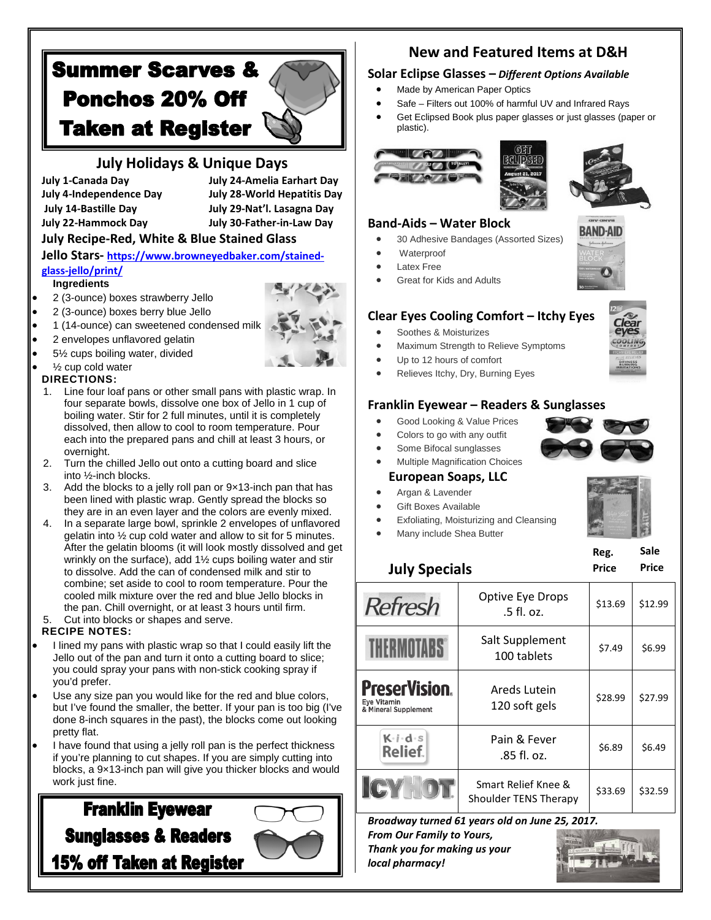# Summer Scarves & Ponchos 20% Off Taken at Register

## July Holidays & Unique Days

| | |
|---|---|
| July 1-Canada Day | July 24-Amelia Earhart Day |
| July 4-Independence Day | July 28-World Hepatitis Day |
| July 14-Bastille Day | July 29-Nat'l. Lasagna Day |
| July 22-Hammock Day | July 30-Father-in-Law Day |

## July Recipe-Red, White & Blue Stained Glass Jello Stars- https://www.browneyedbaker.com/stained-glass-jello/print/

**Ingredients**

- 2 (3-ounce) boxes strawberry Jello
- 2 (3-ounce) boxes berry blue Jello
- 1 (14-ounce) can sweetened condensed milk
- 2 envelopes unflavored gelatin
- 5½ cups boiling water, divided
- ½ cup cold water

**DIRECTIONS:**

1. Line four loaf pans or other small pans with plastic wrap. In four separate bowls, dissolve one box of Jello in 1 cup of boiling water. Stir for 2 full minutes, until it is completely dissolved, then allow to cool to room temperature. Pour each into the prepared pans and chill at least 3 hours, or overnight.
2. Turn the chilled Jello out onto a cutting board and slice into ½-inch blocks.
3. Add the blocks to a jelly roll pan or 9×13-inch pan that has been lined with plastic wrap. Gently spread the blocks so they are in an even layer and the colors are evenly mixed.
4. In a separate large bowl, sprinkle 2 envelopes of unflavored gelatin into ½ cup cold water and allow to sit for 5 minutes. After the gelatin blooms (it will look mostly dissolved and get wrinkly on the surface), add 1½ cups boiling water and stir to dissolve. Add the can of condensed milk and stir to combine; set aside to cool to room temperature. Pour the cooled milk mixture over the red and blue Jello blocks in the pan. Chill overnight, or at least 3 hours until firm.
5. Cut into blocks or shapes and serve.

**RECIPE NOTES:**

- I lined my pans with plastic wrap so that I could easily lift the Jello out of the pan and turn it onto a cutting board to slice; you could spray your pans with non-stick cooking spray if you'd prefer.
- Use any size pan you would like for the red and blue colors, but I've found the smaller, the better. If your pan is too big (I've done 8-inch squares in the past), the blocks come out looking pretty flat.
- I have found that using a jelly roll pan is the perfect thickness if you're planning to cut shapes. If you are simply cutting into blocks, a 9×13-inch pan will give you thicker blocks and would work just fine.

# Franklin Eyewear Sunglasses & Readers 15% off Taken at Register

## New and Featured Items at D&H

### Solar Eclipse Glasses – *Different Options Available*

- Made by American Paper Optics
- Safe – Filters out 100% of harmful UV and Infrared Rays
- Get Eclipsed Book plus paper glasses or just glasses (paper or plastic).

### Band-Aids – Water Block

- 30 Adhesive Bandages (Assorted Sizes)
- Waterproof
- Latex Free
- Great for Kids and Adults

### Clear Eyes Cooling Comfort – Itchy Eyes

- Soothes & Moisturizes
- Maximum Strength to Relieve Symptoms
- Up to 12 hours of comfort
- Relieves Itchy, Dry, Burning Eyes

### Franklin Eyewear – Readers & Sunglasses

- Good Looking & Value Prices
- Colors to go with any outfit
- Some Bifocal sunglasses
- Multiple Magnification Choices

### European Soaps, LLC

- Argan & Lavender
- Gift Boxes Available
- Exfoliating, Moisturizing and Cleansing
- Many include Shea Butter

## July Specials

| Brand | Item | Reg. Price | Sale Price |
|---|---|---|---|
| Refresh | Optive Eye Drops .5 fl. oz. | $13.69 | $12.99 |
| THERMOTABS | Salt Supplement 100 tablets | $7.49 | $6.99 |
| PreserVision Eye Vitamin & Mineral Supplement | Areds Lutein 120 soft gels | $28.99 | $27.99 |
| Kids Relief | Pain & Fever .85 fl. oz. | $6.89 | $6.49 |
| ICY HOT | Smart Relief Knee & Shoulder TENS Therapy | $33.69 | $32.59 |

***Broadway turned 61 years old on June 25, 2017.***
***From Our Family to Yours,***
***Thank you for making us your local pharmacy!***